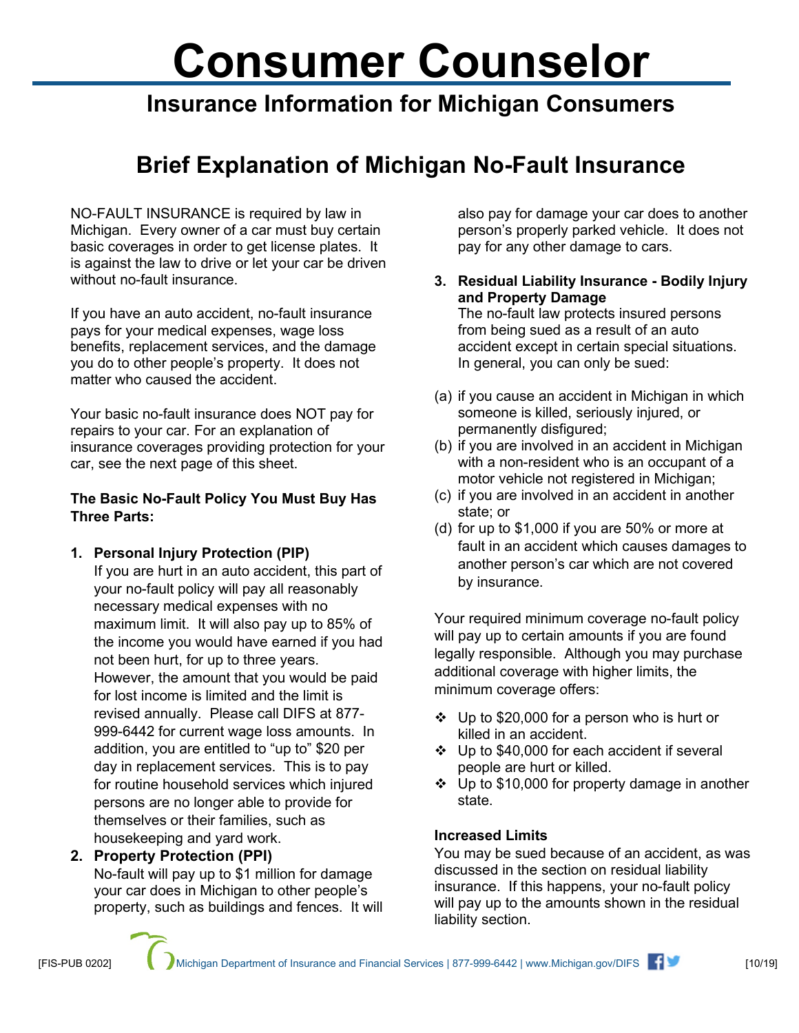# Consumer Counselor

## Insurance Information for Michigan Consumers

## Brief Explanation of Michigan No-Fault Insurance

NO-FAULT INSURANCE is required by law in Michigan. Every owner of a car must buy certain basic coverages in order to get license plates. It is against the law to drive or let your car be driven without no-fault insurance.

If you have an auto accident, no-fault insurance pays for your medical expenses, wage loss benefits, replacement services, and the damage you do to other people's property. It does not matter who caused the accident.

Your basic no-fault insurance does NOT pay for repairs to your car. For an explanation of insurance coverages providing protection for your car, see the next page of this sheet.

**The Basic No-Fault Policy You Must Buy Has Three Parts:**

1. **Personal Injury Protection (PIP)**
   If you are hurt in an auto accident, this part of your no-fault policy will pay all reasonably necessary medical expenses with no maximum limit. It will also pay up to 85% of the income you would have earned if you had not been hurt, for up to three years. However, the amount that you would be paid for lost income is limited and the limit is revised annually. Please call DIFS at 877-999-6442 for current wage loss amounts. In addition, you are entitled to "up to" $20 per day in replacement services. This is to pay for routine household services which injured persons are no longer able to provide for themselves or their families, such as housekeeping and yard work.
2. **Property Protection (PPI)**
   No-fault will pay up to $1 million for damage your car does in Michigan to other people's property, such as buildings and fences. It will also pay for damage your car does to another person's properly parked vehicle. It does not pay for any other damage to cars.
3. **Residual Liability Insurance - Bodily Injury and Property Damage**
   The no-fault law protects insured persons from being sued as a result of an auto accident except in certain special situations. In general, you can only be sued:

(a) if you cause an accident in Michigan in which someone is killed, seriously injured, or permanently disfigured;
(b) if you are involved in an accident in Michigan with a non-resident who is an occupant of a motor vehicle not registered in Michigan;
(c) if you are involved in an accident in another state; or
(d) for up to $1,000 if you are 50% or more at fault in an accident which causes damages to another person's car which are not covered by insurance.

Your required minimum coverage no-fault policy will pay up to certain amounts if you are found legally responsible. Although you may purchase additional coverage with higher limits, the minimum coverage offers:

- Up to $20,000 for a person who is hurt or killed in an accident.
- Up to $40,000 for each accident if several people are hurt or killed.
- Up to $10,000 for property damage in another state.

**Increased Limits**

You may be sued because of an accident, as was discussed in the section on residual liability insurance. If this happens, your no-fault policy will pay up to the amounts shown in the residual liability section.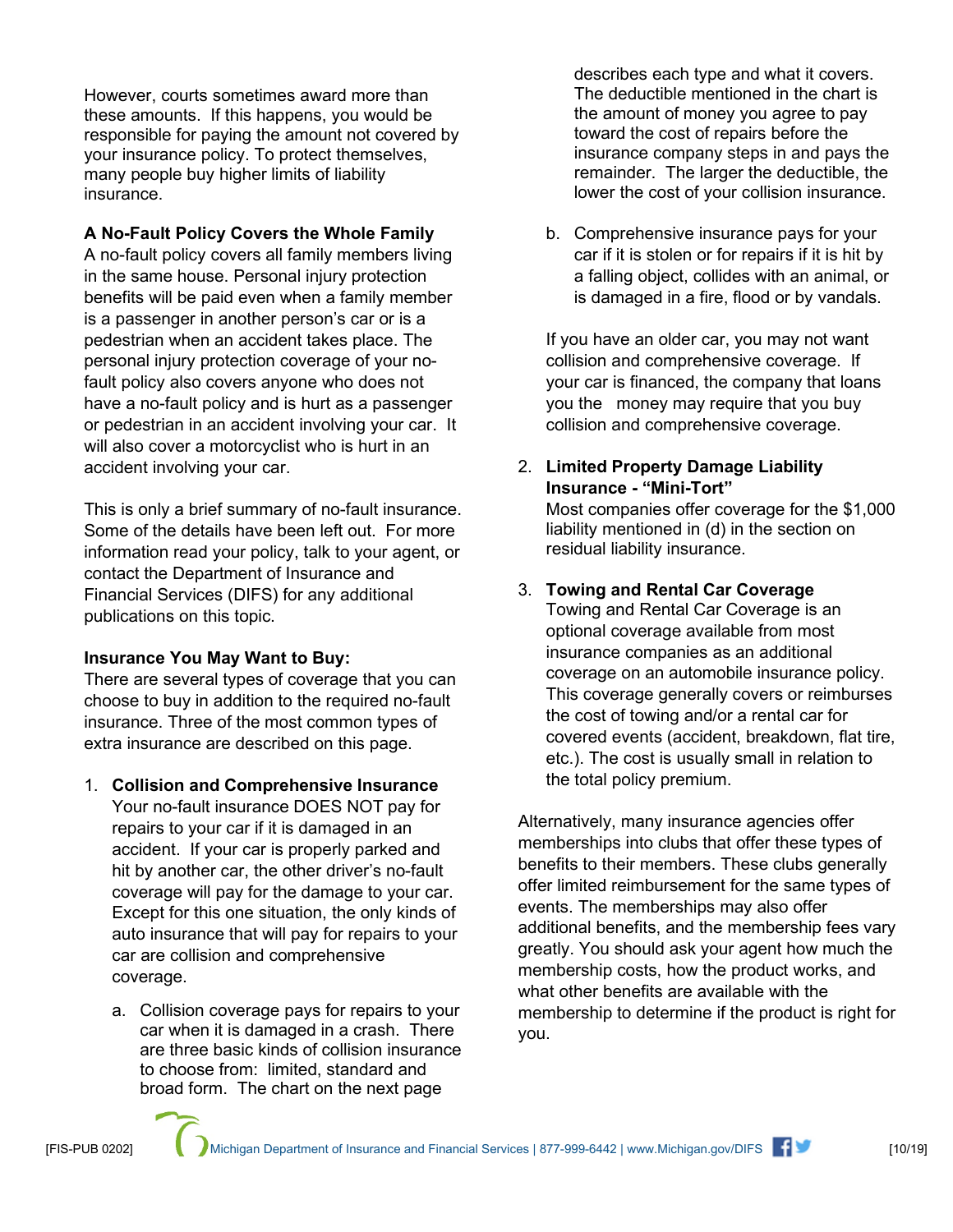However, courts sometimes award more than these amounts. If this happens, you would be responsible for paying the amount not covered by your insurance policy. To protect themselves, many people buy higher limits of liability insurance.

**A No-Fault Policy Covers the Whole Family**

A no-fault policy covers all family members living in the same house. Personal injury protection benefits will be paid even when a family member is a passenger in another person's car or is a pedestrian when an accident takes place. The personal injury protection coverage of your no-fault policy also covers anyone who does not have a no-fault policy and is hurt as a passenger or pedestrian in an accident involving your car. It will also cover a motorcyclist who is hurt in an accident involving your car.

This is only a brief summary of no-fault insurance. Some of the details have been left out. For more information read your policy, talk to your agent, or contact the Department of Insurance and Financial Services (DIFS) for any additional publications on this topic.

**Insurance You May Want to Buy:**

There are several types of coverage that you can choose to buy in addition to the required no-fault insurance. Three of the most common types of extra insurance are described on this page.

1. **Collision and Comprehensive Insurance**
   Your no-fault insurance DOES NOT pay for repairs to your car if it is damaged in an accident. If your car is properly parked and hit by another car, the other driver's no-fault coverage will pay for the damage to your car. Except for this one situation, the only kinds of auto insurance that will pay for repairs to your car are collision and comprehensive coverage.

   a. Collision coverage pays for repairs to your car when it is damaged in a crash. There are three basic kinds of collision insurance to choose from: limited, standard and broad form. The chart on the next page describes each type and what it covers. The deductible mentioned in the chart is the amount of money you agree to pay toward the cost of repairs before the insurance company steps in and pays the remainder. The larger the deductible, the lower the cost of your collision insurance.

   b. Comprehensive insurance pays for your car if it is stolen or for repairs if it is hit by a falling object, collides with an animal, or is damaged in a fire, flood or by vandals.

   If you have an older car, you may not want collision and comprehensive coverage. If your car is financed, the company that loans you the money may require that you buy collision and comprehensive coverage.

2. **Limited Property Damage Liability Insurance - "Mini-Tort"**
   Most companies offer coverage for the $1,000 liability mentioned in (d) in the section on residual liability insurance.

3. **Towing and Rental Car Coverage**
   Towing and Rental Car Coverage is an optional coverage available from most insurance companies as an additional coverage on an automobile insurance policy. This coverage generally covers or reimburses the cost of towing and/or a rental car for covered events (accident, breakdown, flat tire, etc.). The cost is usually small in relation to the total policy premium.

Alternatively, many insurance agencies offer memberships into clubs that offer these types of benefits to their members. These clubs generally offer limited reimbursement for the same types of events. The memberships may also offer additional benefits, and the membership fees vary greatly. You should ask your agent how much the membership costs, how the product works, and what other benefits are available with the membership to determine if the product is right for you.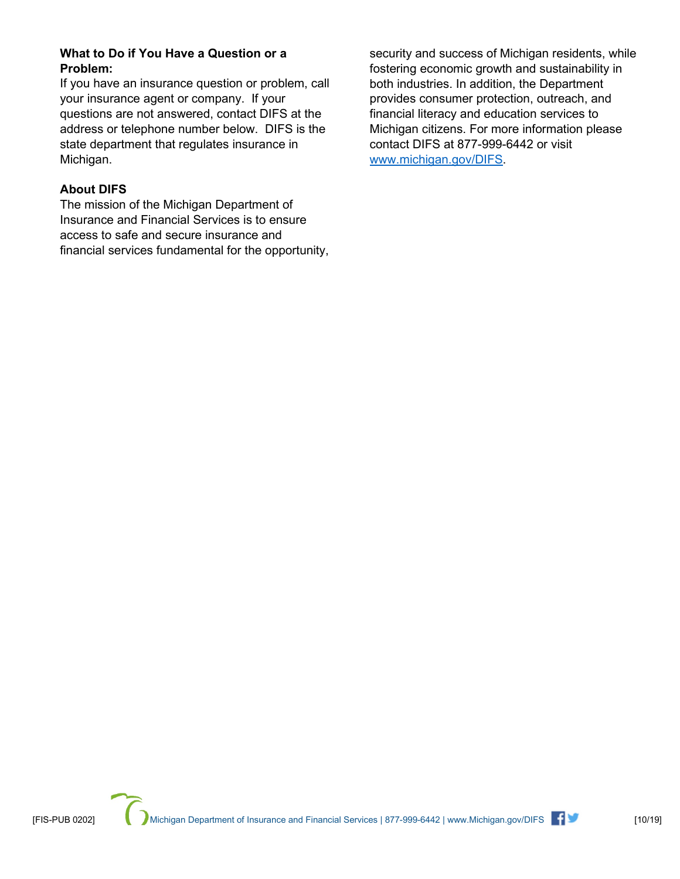**What to Do if You Have a Question or a Problem:**

If you have an insurance question or problem, call your insurance agent or company. If your questions are not answered, contact DIFS at the address or telephone number below. DIFS is the state department that regulates insurance in Michigan.

**About DIFS**

The mission of the Michigan Department of Insurance and Financial Services is to ensure access to safe and secure insurance and financial services fundamental for the opportunity, security and success of Michigan residents, while fostering economic growth and sustainability in both industries. In addition, the Department provides consumer protection, outreach, and financial literacy and education services to Michigan citizens. For more information please contact DIFS at 877-999-6442 or visit [www.michigan.gov/DIFS](http://www.michigan.gov/DIFS).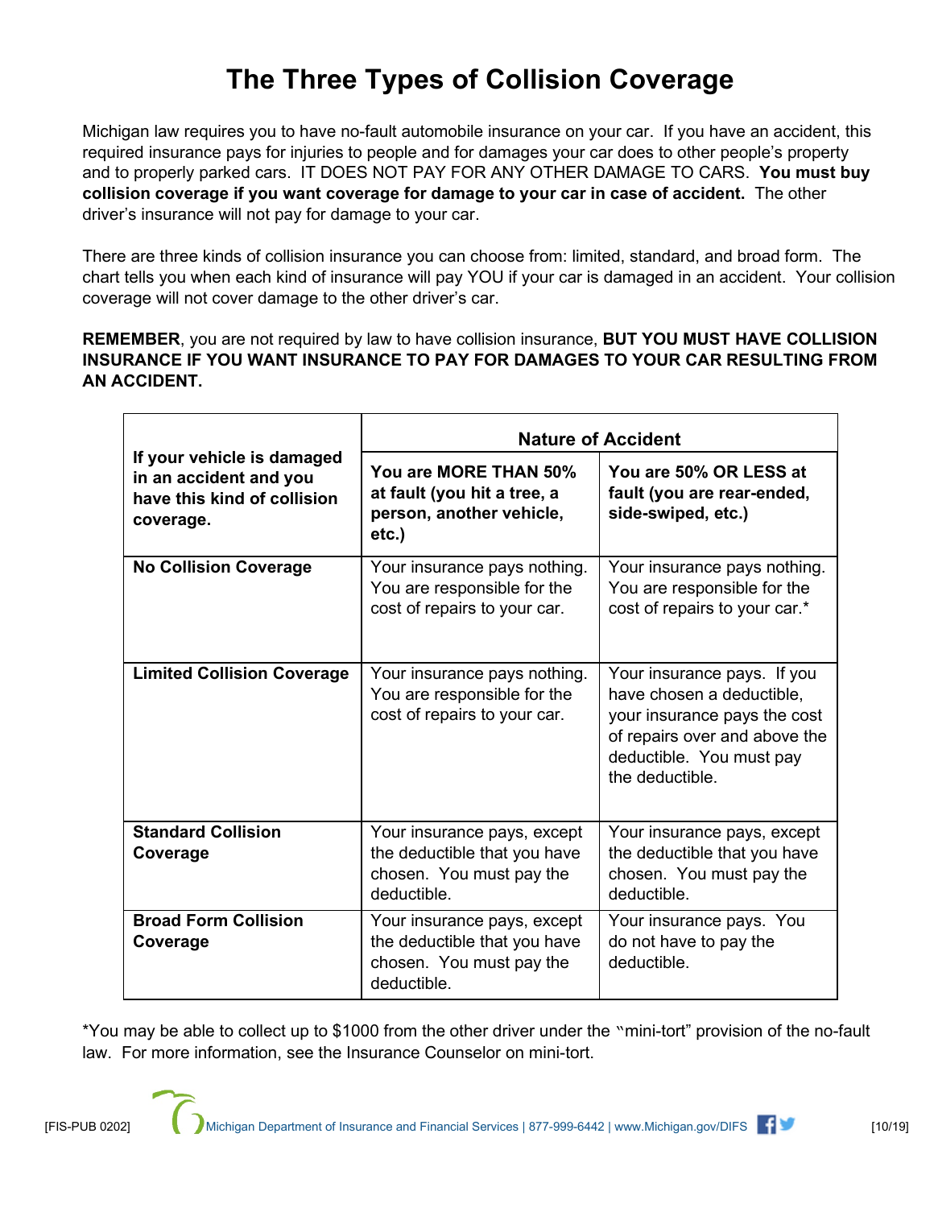# The Three Types of Collision Coverage

Michigan law requires you to have no-fault automobile insurance on your car. If you have an accident, this required insurance pays for injuries to people and for damages your car does to other people's property and to properly parked cars. IT DOES NOT PAY FOR ANY OTHER DAMAGE TO CARS. **You must buy collision coverage if you want coverage for damage to your car in case of accident.** The other driver's insurance will not pay for damage to your car.

There are three kinds of collision insurance you can choose from: limited, standard, and broad form. The chart tells you when each kind of insurance will pay YOU if your car is damaged in an accident. Your collision coverage will not cover damage to the other driver's car.

**REMEMBER**, you are not required by law to have collision insurance, **BUT YOU MUST HAVE COLLISION INSURANCE IF YOU WANT INSURANCE TO PAY FOR DAMAGES TO YOUR CAR RESULTING FROM AN ACCIDENT.**

| **If your vehicle is damaged in an accident and you have this kind of collision coverage.** | **Nature of Accident** | |
|---|---|---|
| | **You are MORE THAN 50% at fault (you hit a tree, a person, another vehicle, etc.)** | **You are 50% OR LESS at fault (you are rear-ended, side-swiped, etc.)** |
| **No Collision Coverage** | Your insurance pays nothing. You are responsible for the cost of repairs to your car. | Your insurance pays nothing. You are responsible for the cost of repairs to your car.* |
| **Limited Collision Coverage** | Your insurance pays nothing. You are responsible for the cost of repairs to your car. | Your insurance pays. If you have chosen a deductible, your insurance pays the cost of repairs over and above the deductible. You must pay the deductible. |
| **Standard Collision Coverage** | Your insurance pays, except the deductible that you have chosen. You must pay the deductible. | Your insurance pays, except the deductible that you have chosen. You must pay the deductible. |
| **Broad Form Collision Coverage** | Your insurance pays, except the deductible that you have chosen. You must pay the deductible. | Your insurance pays. You do not have to pay the deductible. |

*You may be able to collect up to $1000 from the other driver under the "mini-tort" provision of the no-fault law. For more information, see the Insurance Counselor on mini-tort.

[FIS-PUB 0202] Michigan Department of Insurance and Financial Services | 877-999-6442 | www.Michigan.gov/DIFS [10/19]